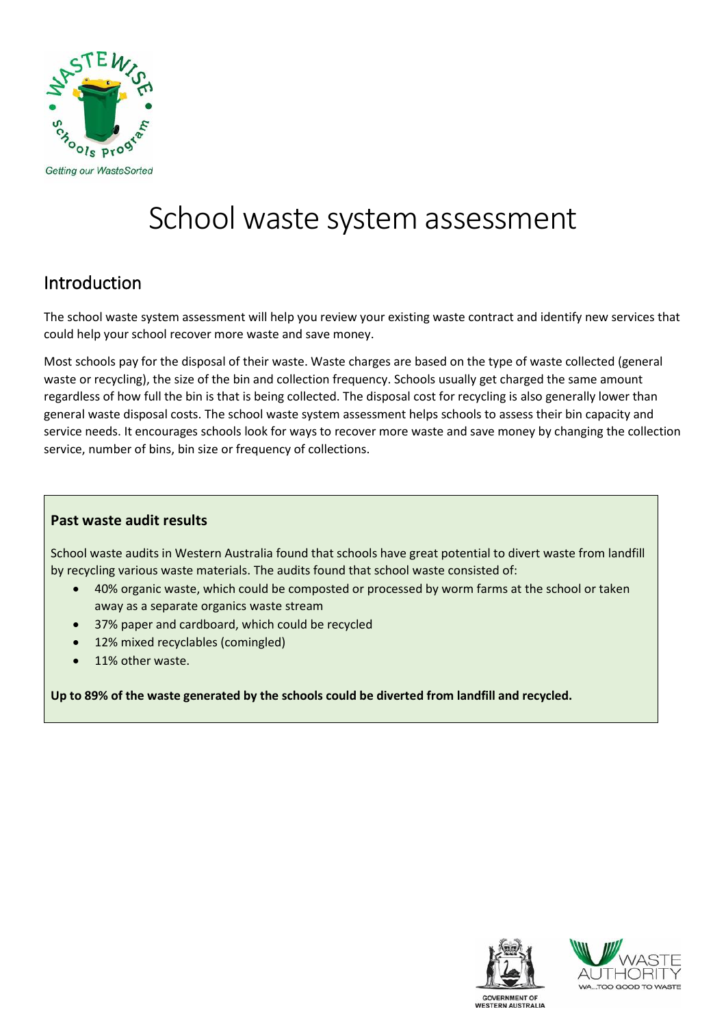# School waste system assessment

## Introduction

The school waste system assessment will help you review your existing waste contract and identify new services that could help your school recover more waste and save money.

Most schools pay for the disposal of their waste. Waste charges are based on the type of waste collected (general waste or recycling), the size of the bin and collection frequency. Schools usually get charged the same amount regardless of how full the bin is that is being collected. The disposal cost for recycling is also generally lower than general waste disposal costs. The school waste system assessment helps schools to assess their bin capacity and service needs. It encourages schools look for ways to recover more waste and save money by changing the collection service, number of bins, bin size or frequency of collections.

### Past waste audit results

School waste audits in Western Australia found that schools have great potential to divert waste from landfill by recycling various waste materials. The audits found that school waste consisted of:

- 40% organic waste, which could be composted or processed by worm farms at the school or taken away as a separate organics waste stream
- 37% paper and cardboard, which could be recycled
- 12% mixed recyclables (comingled)
- 11% other waste.

**Up to 89% of the waste generated by the schools could be diverted from landfill and recycled.**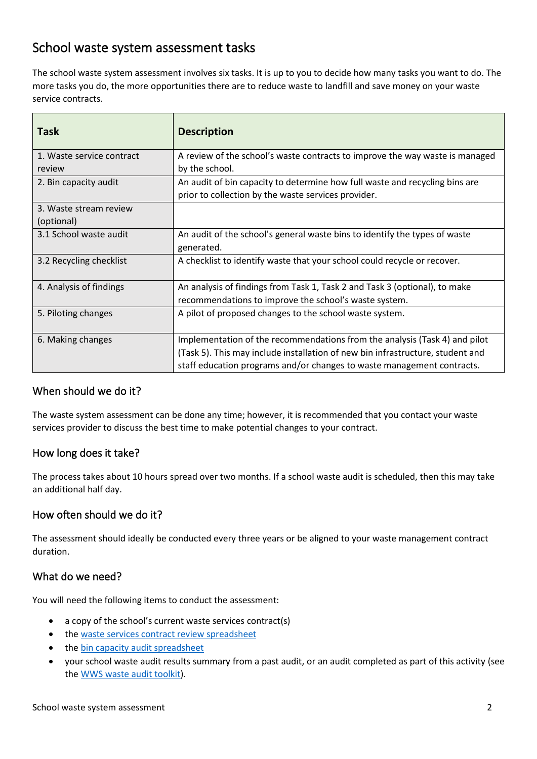## School waste system assessment tasks

The school waste system assessment involves six tasks. It is up to you to decide how many tasks you want to do. The more tasks you do, the more opportunities there are to reduce waste to landfill and save money on your waste service contracts.

| Task | Description |
| --- | --- |
| 1. Waste service contract review | A review of the school's waste contracts to improve the way waste is managed by the school. |
| 2. Bin capacity audit | An audit of bin capacity to determine how full waste and recycling bins are prior to collection by the waste services provider. |
| 3. Waste stream review (optional) | |
| 3.1 School waste audit | An audit of the school's general waste bins to identify the types of waste generated. |
| 3.2 Recycling checklist | A checklist to identify waste that your school could recycle or recover. |
| 4. Analysis of findings | An analysis of findings from Task 1, Task 2 and Task 3 (optional), to make recommendations to improve the school's waste system. |
| 5. Piloting changes | A pilot of proposed changes to the school waste system. |
| 6. Making changes | Implementation of the recommendations from the analysis (Task 4) and pilot (Task 5). This may include installation of new bin infrastructure, student and staff education programs and/or changes to waste management contracts. |

### When should we do it?

The waste system assessment can be done any time; however, it is recommended that you contact your waste services provider to discuss the best time to make potential changes to your contract.

### How long does it take?

The process takes about 10 hours spread over two months. If a school waste audit is scheduled, then this may take an additional half day.

### How often should we do it?

The assessment should ideally be conducted every three years or be aligned to your waste management contract duration.

### What do we need?

You will need the following items to conduct the assessment:

- a copy of the school's current waste services contract(s)
- the waste services contract review spreadsheet
- the bin capacity audit spreadsheet
- your school waste audit results summary from a past audit, or an audit completed as part of this activity (see the WWS waste audit toolkit).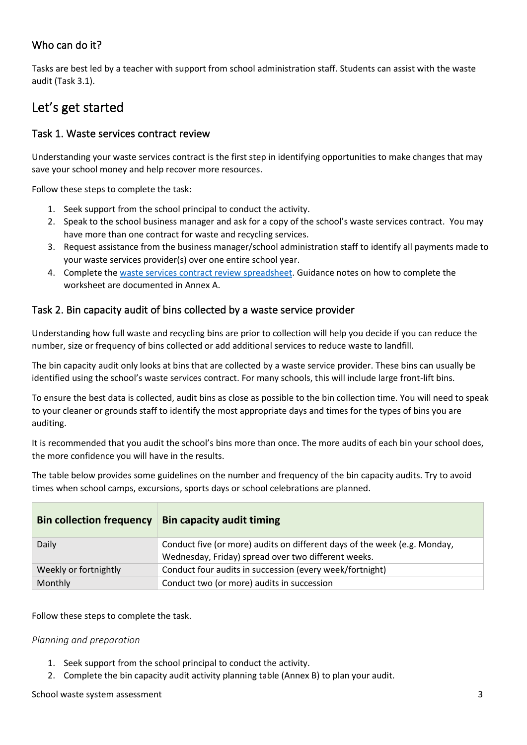### Who can do it?

Tasks are best led by a teacher with support from school administration staff. Students can assist with the waste audit (Task 3.1).

## Let's get started

### Task 1. Waste services contract review

Understanding your waste services contract is the first step in identifying opportunities to make changes that may save your school money and help recover more resources.

Follow these steps to complete the task:

1. Seek support from the school principal to conduct the activity.
2. Speak to the school business manager and ask for a copy of the school's waste services contract. You may have more than one contract for waste and recycling services.
3. Request assistance from the business manager/school administration staff to identify all payments made to your waste services provider(s) over one entire school year.
4. Complete the [waste services contract review spreadsheet](). Guidance notes on how to complete the worksheet are documented in Annex A.

### Task 2. Bin capacity audit of bins collected by a waste service provider

Understanding how full waste and recycling bins are prior to collection will help you decide if you can reduce the number, size or frequency of bins collected or add additional services to reduce waste to landfill.

The bin capacity audit only looks at bins that are collected by a waste service provider. These bins can usually be identified using the school's waste services contract. For many schools, this will include large front-lift bins.

To ensure the best data is collected, audit bins as close as possible to the bin collection time. You will need to speak to your cleaner or grounds staff to identify the most appropriate days and times for the types of bins you are auditing.

It is recommended that you audit the school's bins more than once. The more audits of each bin your school does, the more confidence you will have in the results.

The table below provides some guidelines on the number and frequency of the bin capacity audits. Try to avoid times when school camps, excursions, sports days or school celebrations are planned.

| Bin collection frequency | Bin capacity audit timing |
|---|---|
| Daily | Conduct five (or more) audits on different days of the week (e.g. Monday, Wednesday, Friday) spread over two different weeks. |
| Weekly or fortnightly | Conduct four audits in succession (every week/fortnight) |
| Monthly | Conduct two (or more) audits in succession |

Follow these steps to complete the task.

*Planning and preparation*

1. Seek support from the school principal to conduct the activity.
2. Complete the bin capacity audit activity planning table (Annex B) to plan your audit.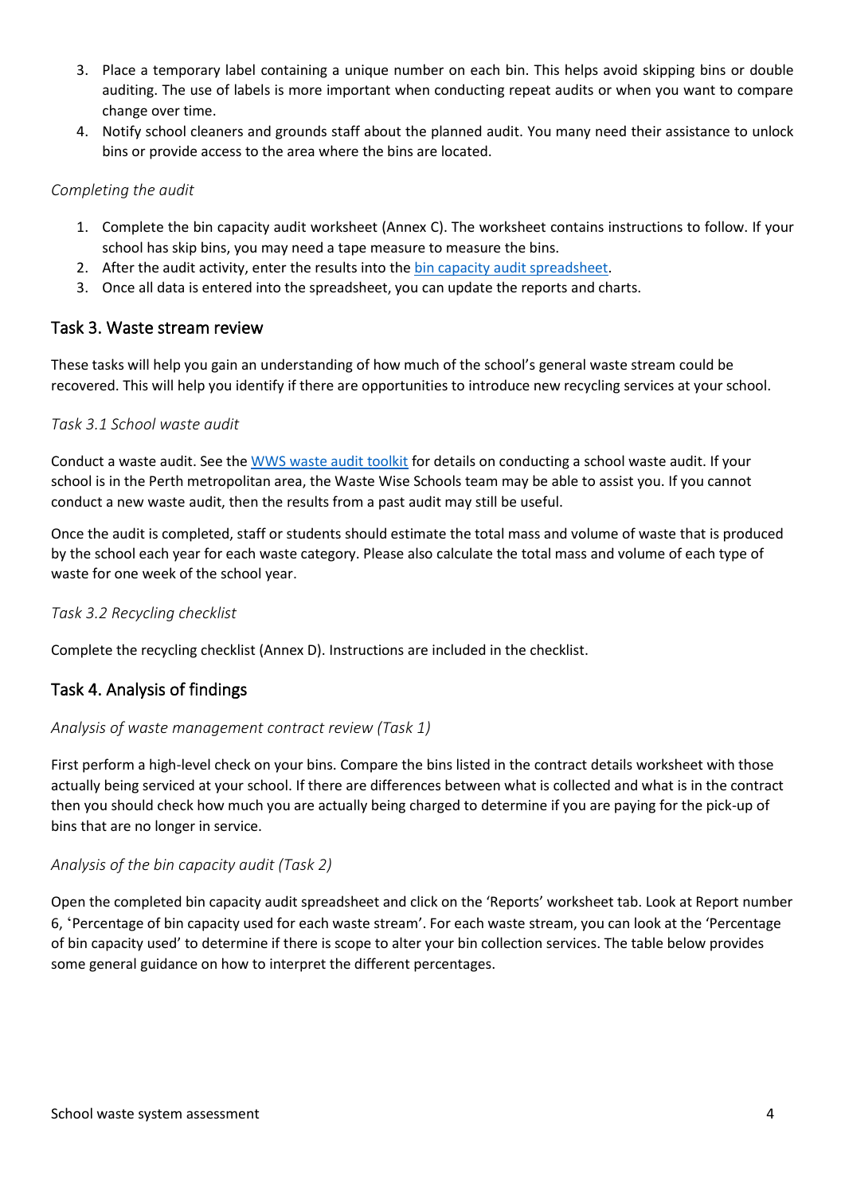3. Place a temporary label containing a unique number on each bin. This helps avoid skipping bins or double auditing. The use of labels is more important when conducting repeat audits or when you want to compare change over time.
4. Notify school cleaners and grounds staff about the planned audit. You many need their assistance to unlock bins or provide access to the area where the bins are located.

*Completing the audit*

1. Complete the bin capacity audit worksheet (Annex C). The worksheet contains instructions to follow. If your school has skip bins, you may need a tape measure to measure the bins.
2. After the audit activity, enter the results into the bin capacity audit spreadsheet.
3. Once all data is entered into the spreadsheet, you can update the reports and charts.

## Task 3. Waste stream review

These tasks will help you gain an understanding of how much of the school's general waste stream could be recovered. This will help you identify if there are opportunities to introduce new recycling services at your school.

*Task 3.1 School waste audit*

Conduct a waste audit. See the WWS waste audit toolkit for details on conducting a school waste audit. If your school is in the Perth metropolitan area, the Waste Wise Schools team may be able to assist you. If you cannot conduct a new waste audit, then the results from a past audit may still be useful.

Once the audit is completed, staff or students should estimate the total mass and volume of waste that is produced by the school each year for each waste category. Please also calculate the total mass and volume of each type of waste for one week of the school year.

*Task 3.2 Recycling checklist*

Complete the recycling checklist (Annex D). Instructions are included in the checklist.

## Task 4. Analysis of findings

*Analysis of waste management contract review (Task 1)*

First perform a high-level check on your bins. Compare the bins listed in the contract details worksheet with those actually being serviced at your school. If there are differences between what is collected and what is in the contract then you should check how much you are actually being charged to determine if you are paying for the pick-up of bins that are no longer in service.

*Analysis of the bin capacity audit (Task 2)*

Open the completed bin capacity audit spreadsheet and click on the 'Reports' worksheet tab. Look at Report number 6, 'Percentage of bin capacity used for each waste stream'. For each waste stream, you can look at the 'Percentage of bin capacity used' to determine if there is scope to alter your bin collection services. The table below provides some general guidance on how to interpret the different percentages.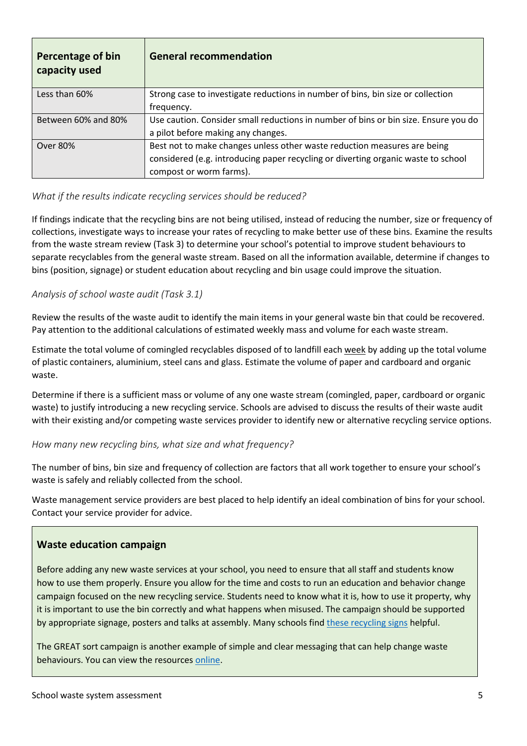| Percentage of bin capacity used | General recommendation |
| --- | --- |
| Less than 60% | Strong case to investigate reductions in number of bins, bin size or collection frequency. |
| Between 60% and 80% | Use caution. Consider small reductions in number of bins or bin size. Ensure you do a pilot before making any changes. |
| Over 80% | Best not to make changes unless other waste reduction measures are being considered (e.g. introducing paper recycling or diverting organic waste to school compost or worm farms). |

### *What if the results indicate recycling services should be reduced?*

If findings indicate that the recycling bins are not being utilised, instead of reducing the number, size or frequency of collections, investigate ways to increase your rates of recycling to make better use of these bins. Examine the results from the waste stream review (Task 3) to determine your school's potential to improve student behaviours to separate recyclables from the general waste stream. Based on all the information available, determine if changes to bins (position, signage) or student education about recycling and bin usage could improve the situation.

### *Analysis of school waste audit (Task 3.1)*

Review the results of the waste audit to identify the main items in your general waste bin that could be recovered. Pay attention to the additional calculations of estimated weekly mass and volume for each waste stream.

Estimate the total volume of comingled recyclables disposed of to landfill each week by adding up the total volume of plastic containers, aluminium, steel cans and glass. Estimate the volume of paper and cardboard and organic waste.

Determine if there is a sufficient mass or volume of any one waste stream (comingled, paper, cardboard or organic waste) to justify introducing a new recycling service. Schools are advised to discuss the results of their waste audit with their existing and/or competing waste services provider to identify new or alternative recycling service options.

### *How many new recycling bins, what size and what frequency?*

The number of bins, bin size and frequency of collection are factors that all work together to ensure your school's waste is safely and reliably collected from the school.

Waste management service providers are best placed to help identify an ideal combination of bins for your school. Contact your service provider for advice.

### Waste education campaign

Before adding any new waste services at your school, you need to ensure that all staff and students know how to use them properly. Ensure you allow for the time and costs to run an education and behavior change campaign focused on the new recycling service. Students need to know what it is, how to use it property, why it is important to use the bin correctly and what happens when misused. The campaign should be supported by appropriate signage, posters and talks at assembly. Many schools find these recycling signs helpful.

The GREAT sort campaign is another example of simple and clear messaging that can help change waste behaviours. You can view the resources online.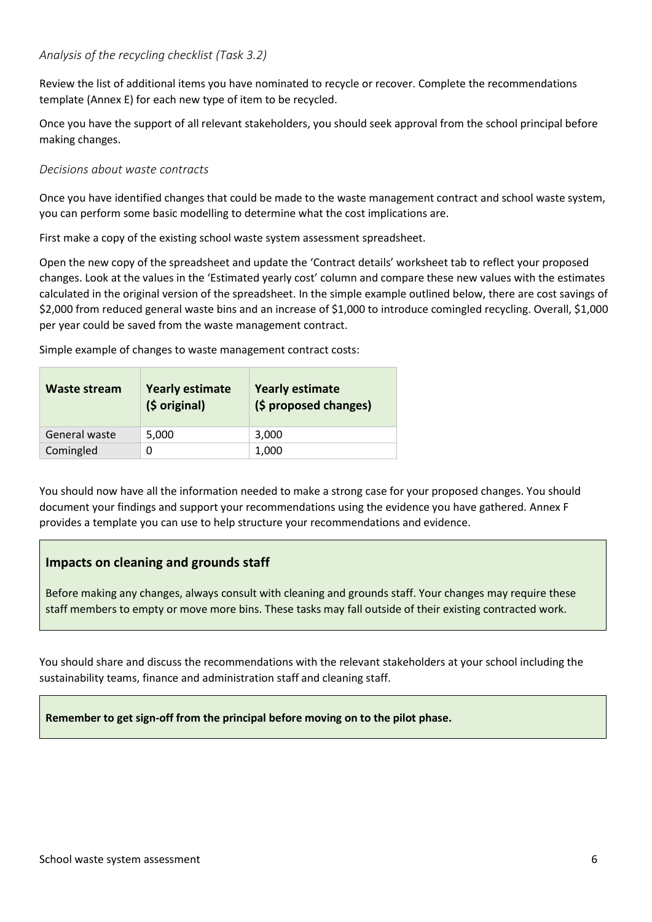*Analysis of the recycling checklist (Task 3.2)*

Review the list of additional items you have nominated to recycle or recover. Complete the recommendations template (Annex E) for each new type of item to be recycled.

Once you have the support of all relevant stakeholders, you should seek approval from the school principal before making changes.

*Decisions about waste contracts*

Once you have identified changes that could be made to the waste management contract and school waste system, you can perform some basic modelling to determine what the cost implications are.

First make a copy of the existing school waste system assessment spreadsheet.

Open the new copy of the spreadsheet and update the 'Contract details' worksheet tab to reflect your proposed changes. Look at the values in the 'Estimated yearly cost' column and compare these new values with the estimates calculated in the original version of the spreadsheet. In the simple example outlined below, there are cost savings of $2,000 from reduced general waste bins and an increase of $1,000 to introduce comingled recycling. Overall, $1,000 per year could be saved from the waste management contract.

Simple example of changes to waste management contract costs:

| Waste stream | Yearly estimate ($ original) | Yearly estimate ($ proposed changes) |
|---|---|---|
| General waste | 5,000 | 3,000 |
| Comingled | 0 | 1,000 |

You should now have all the information needed to make a strong case for your proposed changes. You should document your findings and support your recommendations using the evidence you have gathered. Annex F provides a template you can use to help structure your recommendations and evidence.

### Impacts on cleaning and grounds staff

Before making any changes, always consult with cleaning and grounds staff. Your changes may require these staff members to empty or move more bins. These tasks may fall outside of their existing contracted work.

You should share and discuss the recommendations with the relevant stakeholders at your school including the sustainability teams, finance and administration staff and cleaning staff.

**Remember to get sign-off from the principal before moving on to the pilot phase.**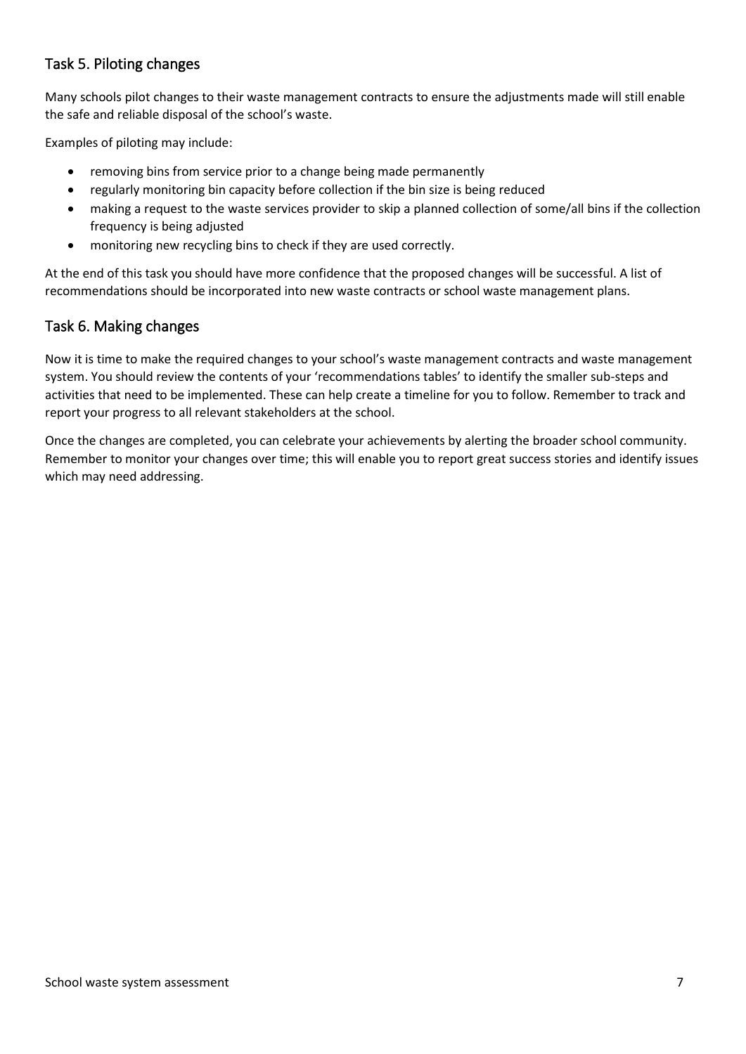## Task 5. Piloting changes

Many schools pilot changes to their waste management contracts to ensure the adjustments made will still enable the safe and reliable disposal of the school's waste.

Examples of piloting may include:

- removing bins from service prior to a change being made permanently
- regularly monitoring bin capacity before collection if the bin size is being reduced
- making a request to the waste services provider to skip a planned collection of some/all bins if the collection frequency is being adjusted
- monitoring new recycling bins to check if they are used correctly.

At the end of this task you should have more confidence that the proposed changes will be successful. A list of recommendations should be incorporated into new waste contracts or school waste management plans.

## Task 6. Making changes

Now it is time to make the required changes to your school's waste management contracts and waste management system. You should review the contents of your 'recommendations tables' to identify the smaller sub-steps and activities that need to be implemented. These can help create a timeline for you to follow. Remember to track and report your progress to all relevant stakeholders at the school.

Once the changes are completed, you can celebrate your achievements by alerting the broader school community. Remember to monitor your changes over time; this will enable you to report great success stories and identify issues which may need addressing.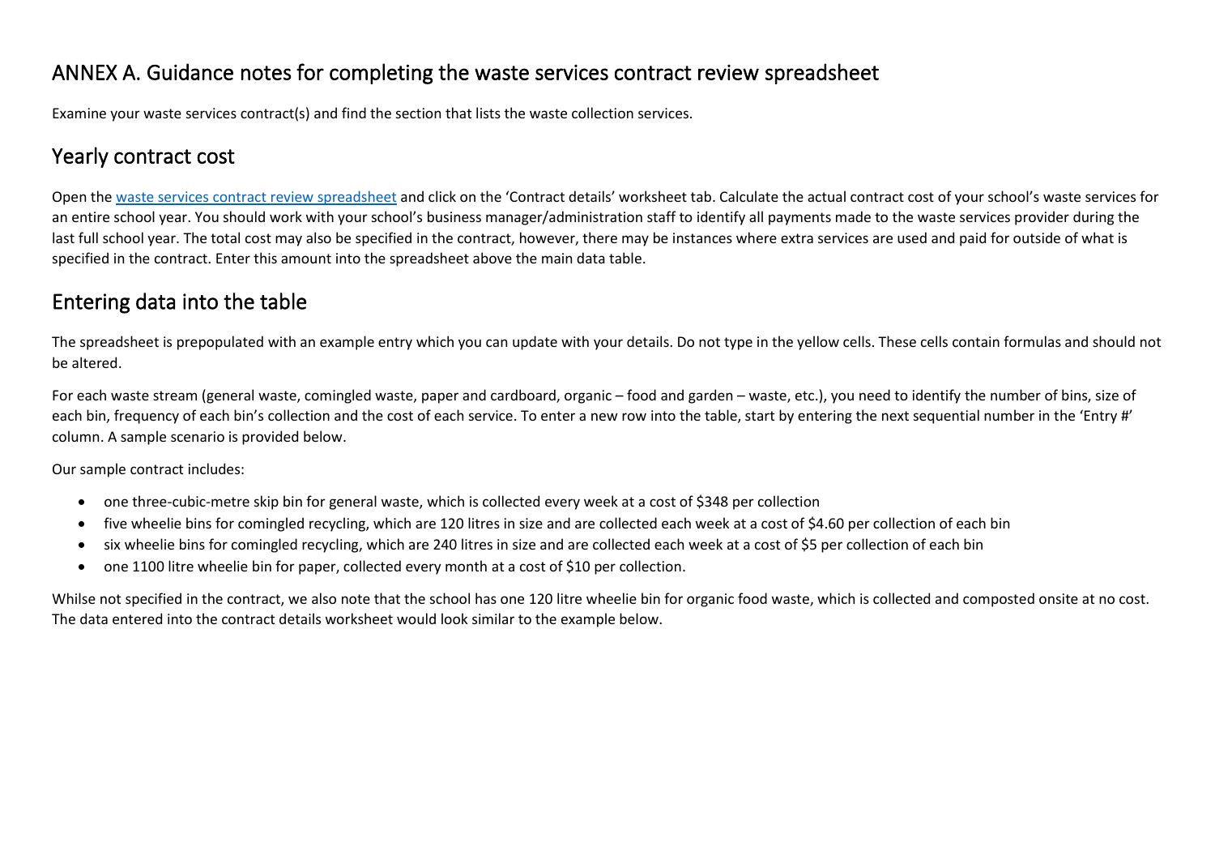# ANNEX A. Guidance notes for completing the waste services contract review spreadsheet

Examine your waste services contract(s) and find the section that lists the waste collection services.

## Yearly contract cost

Open the [waste services contract review spreadsheet]() and click on the 'Contract details' worksheet tab. Calculate the actual contract cost of your school's waste services for an entire school year. You should work with your school's business manager/administration staff to identify all payments made to the waste services provider during the last full school year. The total cost may also be specified in the contract, however, there may be instances where extra services are used and paid for outside of what is specified in the contract. Enter this amount into the spreadsheet above the main data table.

## Entering data into the table

The spreadsheet is prepopulated with an example entry which you can update with your details. Do not type in the yellow cells. These cells contain formulas and should not be altered.

For each waste stream (general waste, comingled waste, paper and cardboard, organic – food and garden – waste, etc.), you need to identify the number of bins, size of each bin, frequency of each bin's collection and the cost of each service. To enter a new row into the table, start by entering the next sequential number in the 'Entry #' column. A sample scenario is provided below.

Our sample contract includes:

- one three-cubic-metre skip bin for general waste, which is collected every week at a cost of $348 per collection
- five wheelie bins for comingled recycling, which are 120 litres in size and are collected each week at a cost of $4.60 per collection of each bin
- six wheelie bins for comingled recycling, which are 240 litres in size and are collected each week at a cost of $5 per collection of each bin
- one 1100 litre wheelie bin for paper, collected every month at a cost of $10 per collection.

Whilst not specified in the contract, we also note that the school has one 120 litre wheelie bin for organic food waste, which is collected and composted onsite at no cost. The data entered into the contract details worksheet would look similar to the example below.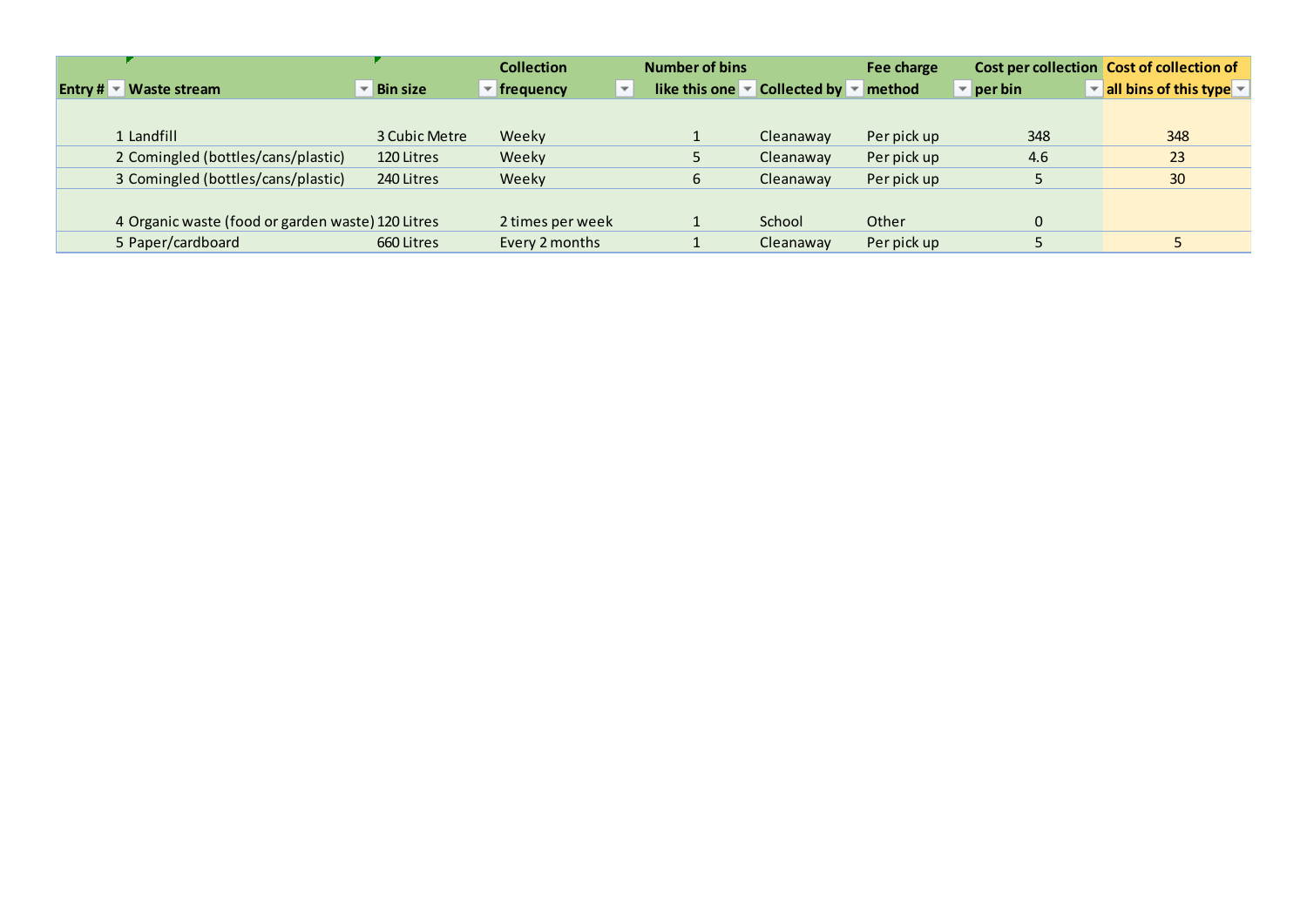| Entry # | Waste stream | Bin size | Collection frequency | Number of bins like this one | Collected by | Fee charge method | Cost per collection per bin | Cost of collection of all bins of this type |
|---|---|---|---|---|---|---|---|---|
| 1 | Landfill | 3 Cubic Metre | Weeky | 1 | Cleanaway | Per pick up | 348 | 348 |
| 2 | Comingled (bottles/cans/plastic) | 120 Litres | Weeky | 5 | Cleanaway | Per pick up | 4.6 | 23 |
| 3 | Comingled (bottles/cans/plastic) | 240 Litres | Weeky | 6 | Cleanaway | Per pick up | 5 | 30 |
| 4 | Organic waste (food or garden waste) | 120 Litres | 2 times per week | 1 | School | Other | 0 | |
| 5 | Paper/cardboard | 660 Litres | Every 2 months | 1 | Cleanaway | Per pick up | 5 | 5 |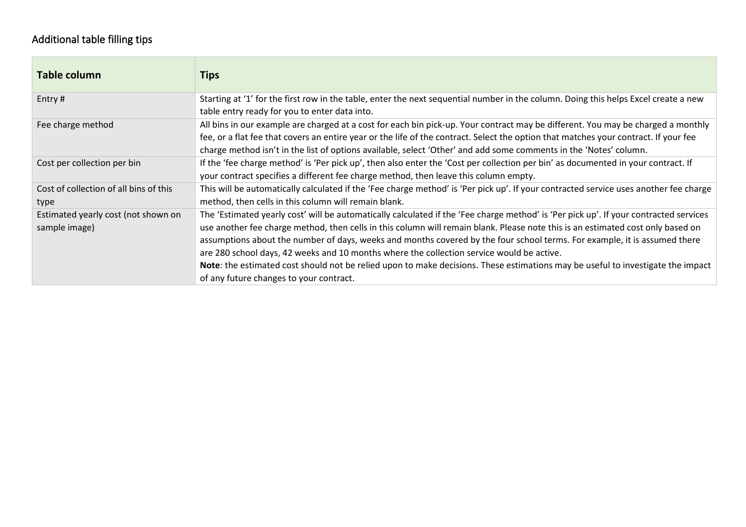## Additional table filling tips

| Table column | Tips |
| --- | --- |
| Entry # | Starting at '1' for the first row in the table, enter the next sequential number in the column. Doing this helps Excel create a new table entry ready for you to enter data into. |
| Fee charge method | All bins in our example are charged at a cost for each bin pick-up. Your contract may be different. You may be charged a monthly fee, or a flat fee that covers an entire year or the life of the contract. Select the option that matches your contract. If your fee charge method isn't in the list of options available, select 'Other' and add some comments in the 'Notes' column. |
| Cost per collection per bin | If the 'fee charge method' is 'Per pick up', then also enter the 'Cost per collection per bin' as documented in your contract. If your contract specifies a different fee charge method, then leave this column empty. |
| Cost of collection of all bins of this type | This will be automatically calculated if the 'Fee charge method' is 'Per pick up'. If your contracted service uses another fee charge method, then cells in this column will remain blank. |
| Estimated yearly cost (not shown on sample image) | The 'Estimated yearly cost' will be automatically calculated if the 'Fee charge method' is 'Per pick up'. If your contracted services use another fee charge method, then cells in this column will remain blank. Please note this is an estimated cost only based on assumptions about the number of days, weeks and months covered by the four school terms. For example, it is assumed there are 280 school days, 42 weeks and 10 months where the collection service would be active.<br>**Note**: the estimated cost should not be relied upon to make decisions. These estimations may be useful to investigate the impact of any future changes to your contract. |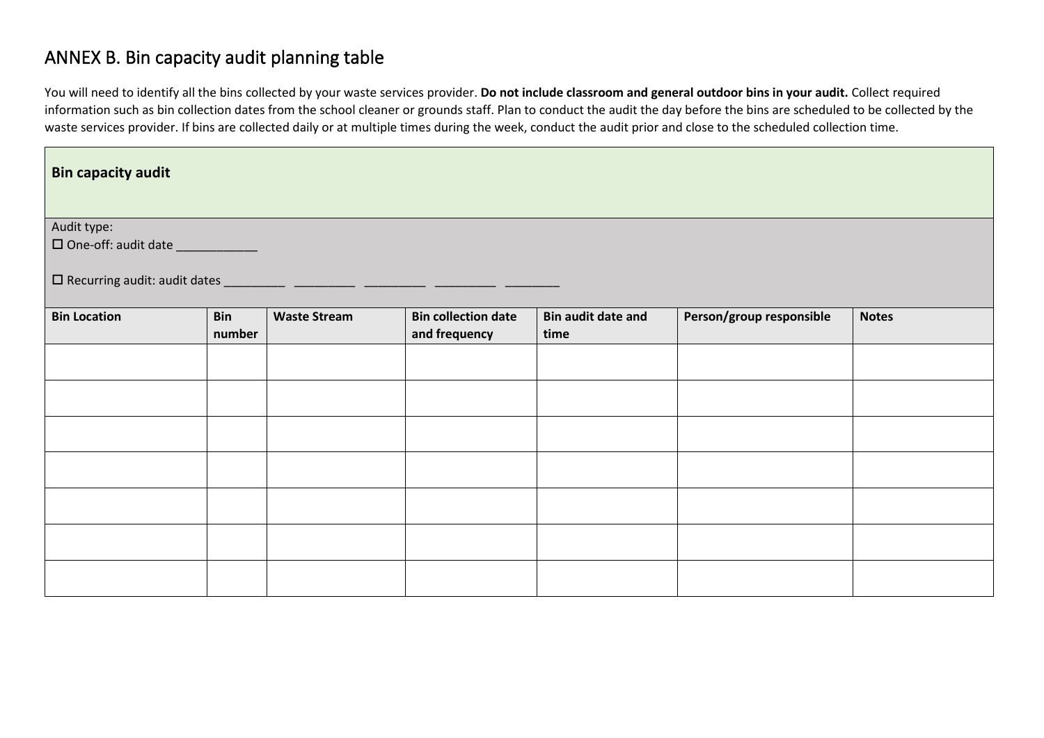## ANNEX B. Bin capacity audit planning table

You will need to identify all the bins collected by your waste services provider. **Do not include classroom and general outdoor bins in your audit.** Collect required information such as bin collection dates from the school cleaner or grounds staff. Plan to conduct the audit the day before the bins are scheduled to be collected by the waste services provider. If bins are collected daily or at multiple times during the week, conduct the audit prior and close to the scheduled collection time.

**Bin capacity audit**

Audit type:

☐ One-off: audit date ____________

☐ Recurring audit: audit dates _________ _________ _________ _________ ________

| Bin Location | Bin number | Waste Stream | Bin collection date and frequency | Bin audit date and time | Person/group responsible | Notes |
|---|---|---|---|---|---|---|
| | | | | | | |
| | | | | | | |
| | | | | | | |
| | | | | | | |
| | | | | | | |
| | | | | | | |
| | | | | | | |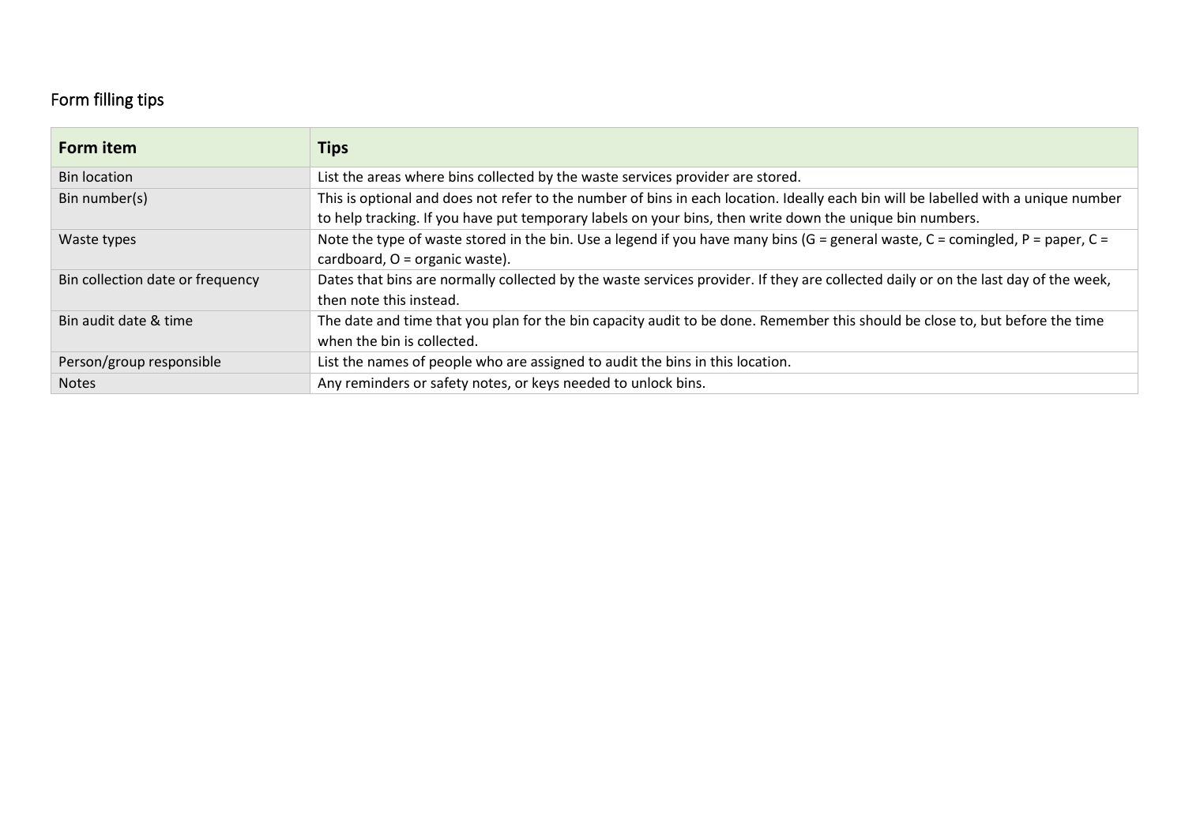## Form filling tips

| Form item | Tips |
| --- | --- |
| Bin location | List the areas where bins collected by the waste services provider are stored. |
| Bin number(s) | This is optional and does not refer to the number of bins in each location. Ideally each bin will be labelled with a unique number to help tracking. If you have put temporary labels on your bins, then write down the unique bin numbers. |
| Waste types | Note the type of waste stored in the bin. Use a legend if you have many bins (G = general waste, C = comingled, P = paper, C = cardboard, O = organic waste). |
| Bin collection date or frequency | Dates that bins are normally collected by the waste services provider. If they are collected daily or on the last day of the week, then note this instead. |
| Bin audit date & time | The date and time that you plan for the bin capacity audit to be done. Remember this should be close to, but before the time when the bin is collected. |
| Person/group responsible | List the names of people who are assigned to audit the bins in this location. |
| Notes | Any reminders or safety notes, or keys needed to unlock bins. |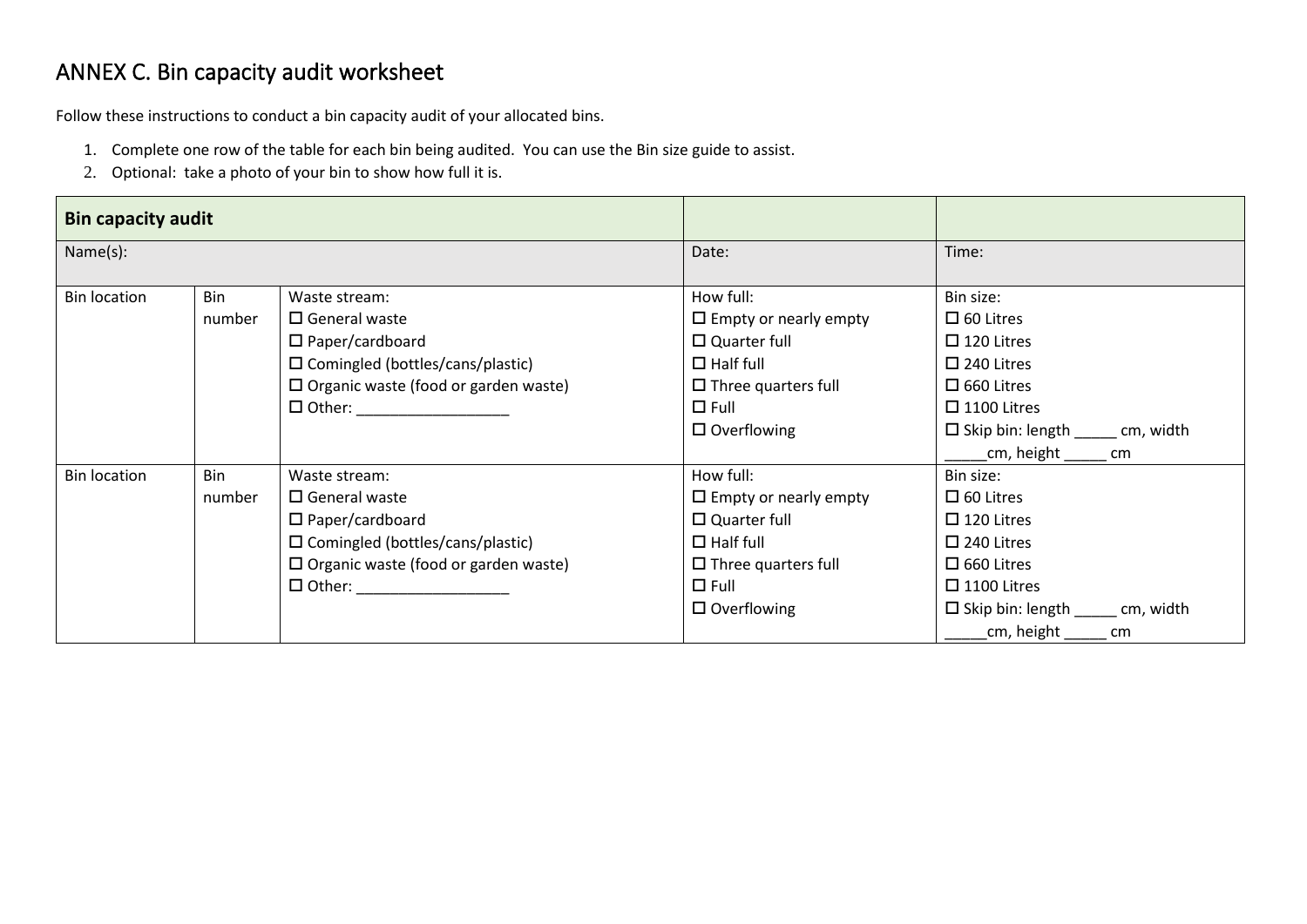# ANNEX C. Bin capacity audit worksheet

Follow these instructions to conduct a bin capacity audit of your allocated bins.

1. Complete one row of the table for each bin being audited. You can use the Bin size guide to assist.
2. Optional: take a photo of your bin to show how full it is.

| **Bin capacity audit** | | | | |
|---|---|---|---|---|
| Name(s): | | | Date: | Time: |
| Bin location | Bin number | Waste stream:<br>☐ General waste<br>☐ Paper/cardboard<br>☐ Comingled (bottles/cans/plastic)<br>☐ Organic waste (food or garden waste)<br>☐ Other: __________________ | How full:<br>☐ Empty or nearly empty<br>☐ Quarter full<br>☐ Half full<br>☐ Three quarters full<br>☐ Full<br>☐ Overflowing | Bin size:<br>☐ 60 Litres<br>☐ 120 Litres<br>☐ 240 Litres<br>☐ 660 Litres<br>☐ 1100 Litres<br>☐ Skip bin: length _____ cm, width _____cm, height _____ cm |
| Bin location | Bin number | Waste stream:<br>☐ General waste<br>☐ Paper/cardboard<br>☐ Comingled (bottles/cans/plastic)<br>☐ Organic waste (food or garden waste)<br>☐ Other: __________________ | How full:<br>☐ Empty or nearly empty<br>☐ Quarter full<br>☐ Half full<br>☐ Three quarters full<br>☐ Full<br>☐ Overflowing | Bin size:<br>☐ 60 Litres<br>☐ 120 Litres<br>☐ 240 Litres<br>☐ 660 Litres<br>☐ 1100 Litres<br>☐ Skip bin: length _____ cm, width _____cm, height _____ cm |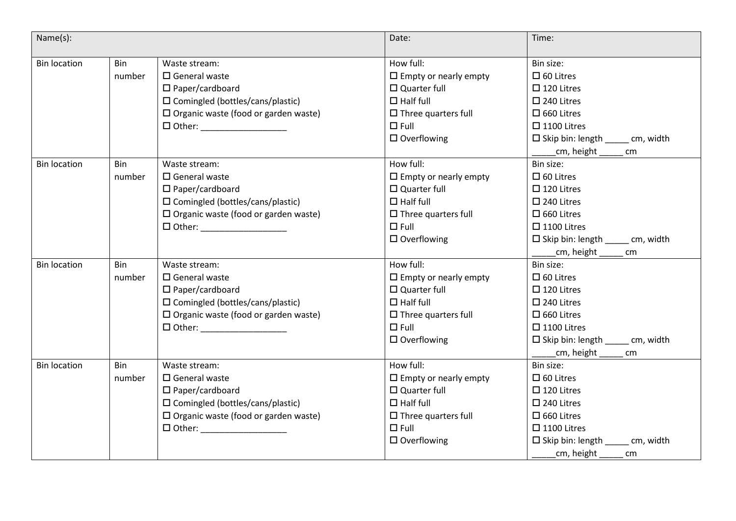| Name(s): | | | Date: | Time: |
|---|---|---|---|---|
| Bin location | Bin number | Waste stream:<br>☐ General waste<br>☐ Paper/cardboard<br>☐ Comingled (bottles/cans/plastic)<br>☐ Organic waste (food or garden waste)<br>☐ Other: __________________ | How full:<br>☐ Empty or nearly empty<br>☐ Quarter full<br>☐ Half full<br>☐ Three quarters full<br>☐ Full<br>☐ Overflowing | Bin size:<br>☐ 60 Litres<br>☐ 120 Litres<br>☐ 240 Litres<br>☐ 660 Litres<br>☐ 1100 Litres<br>☐ Skip bin: length _____ cm, width _____cm, height _____ cm |
| Bin location | Bin number | Waste stream:<br>☐ General waste<br>☐ Paper/cardboard<br>☐ Comingled (bottles/cans/plastic)<br>☐ Organic waste (food or garden waste)<br>☐ Other: __________________ | How full:<br>☐ Empty or nearly empty<br>☐ Quarter full<br>☐ Half full<br>☐ Three quarters full<br>☐ Full<br>☐ Overflowing | Bin size:<br>☐ 60 Litres<br>☐ 120 Litres<br>☐ 240 Litres<br>☐ 660 Litres<br>☐ 1100 Litres<br>☐ Skip bin: length _____ cm, width _____cm, height _____ cm |
| Bin location | Bin number | Waste stream:<br>☐ General waste<br>☐ Paper/cardboard<br>☐ Comingled (bottles/cans/plastic)<br>☐ Organic waste (food or garden waste)<br>☐ Other: __________________ | How full:<br>☐ Empty or nearly empty<br>☐ Quarter full<br>☐ Half full<br>☐ Three quarters full<br>☐ Full<br>☐ Overflowing | Bin size:<br>☐ 60 Litres<br>☐ 120 Litres<br>☐ 240 Litres<br>☐ 660 Litres<br>☐ 1100 Litres<br>☐ Skip bin: length _____ cm, width _____cm, height _____ cm |
| Bin location | Bin number | Waste stream:<br>☐ General waste<br>☐ Paper/cardboard<br>☐ Comingled (bottles/cans/plastic)<br>☐ Organic waste (food or garden waste)<br>☐ Other: __________________ | How full:<br>☐ Empty or nearly empty<br>☐ Quarter full<br>☐ Half full<br>☐ Three quarters full<br>☐ Full<br>☐ Overflowing | Bin size:<br>☐ 60 Litres<br>☐ 120 Litres<br>☐ 240 Litres<br>☐ 660 Litres<br>☐ 1100 Litres<br>☐ Skip bin: length _____ cm, width _____cm, height _____ cm |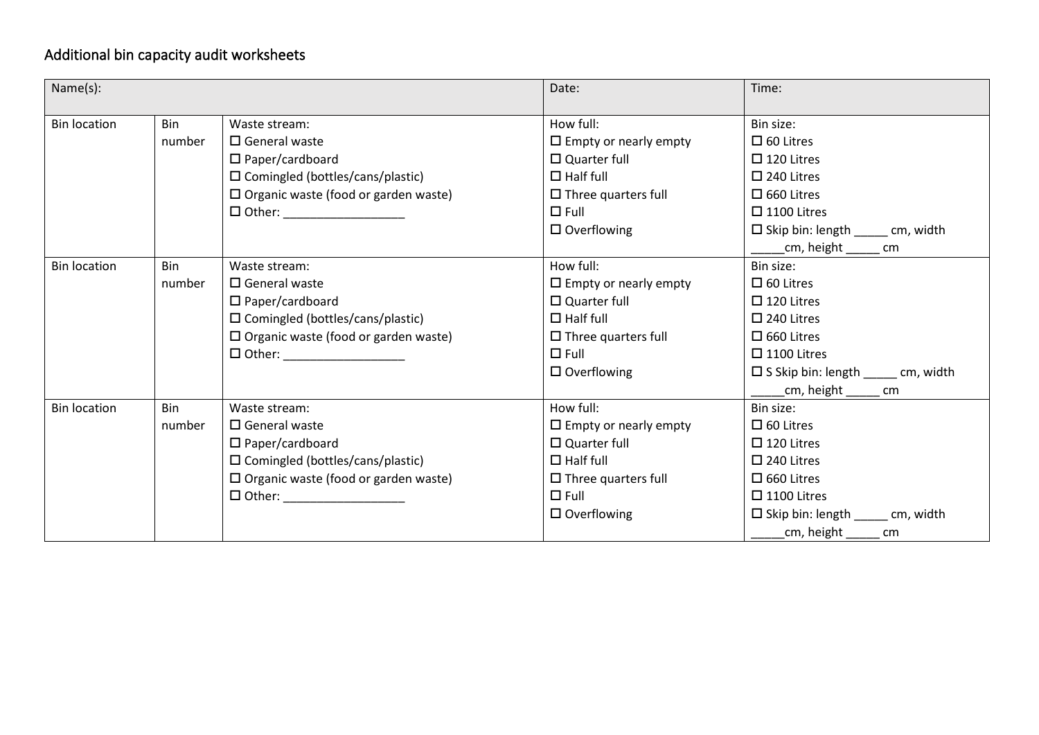## Additional bin capacity audit worksheets

| Name(s): | | | Date: | Time: |
|---|---|---|---|---|
| Bin location | Bin number | Waste stream:<br>☐ General waste<br>☐ Paper/cardboard<br>☐ Comingled (bottles/cans/plastic)<br>☐ Organic waste (food or garden waste)<br>☐ Other: __________________ | How full:<br>☐ Empty or nearly empty<br>☐ Quarter full<br>☐ Half full<br>☐ Three quarters full<br>☐ Full<br>☐ Overflowing | Bin size:<br>☐ 60 Litres<br>☐ 120 Litres<br>☐ 240 Litres<br>☐ 660 Litres<br>☐ 1100 Litres<br>☐ Skip bin: length _____ cm, width _____cm, height _____ cm |
| Bin location | Bin number | Waste stream:<br>☐ General waste<br>☐ Paper/cardboard<br>☐ Comingled (bottles/cans/plastic)<br>☐ Organic waste (food or garden waste)<br>☐ Other: __________________ | How full:<br>☐ Empty or nearly empty<br>☐ Quarter full<br>☐ Half full<br>☐ Three quarters full<br>☐ Full<br>☐ Overflowing | Bin size:<br>☐ 60 Litres<br>☐ 120 Litres<br>☐ 240 Litres<br>☐ 660 Litres<br>☐ 1100 Litres<br>☐ S Skip bin: length _____ cm, width _____cm, height _____ cm |
| Bin location | Bin number | Waste stream:<br>☐ General waste<br>☐ Paper/cardboard<br>☐ Comingled (bottles/cans/plastic)<br>☐ Organic waste (food or garden waste)<br>☐ Other: __________________ | How full:<br>☐ Empty or nearly empty<br>☐ Quarter full<br>☐ Half full<br>☐ Three quarters full<br>☐ Full<br>☐ Overflowing | Bin size:<br>☐ 60 Litres<br>☐ 120 Litres<br>☐ 240 Litres<br>☐ 660 Litres<br>☐ 1100 Litres<br>☐ Skip bin: length _____ cm, width _____cm, height _____ cm |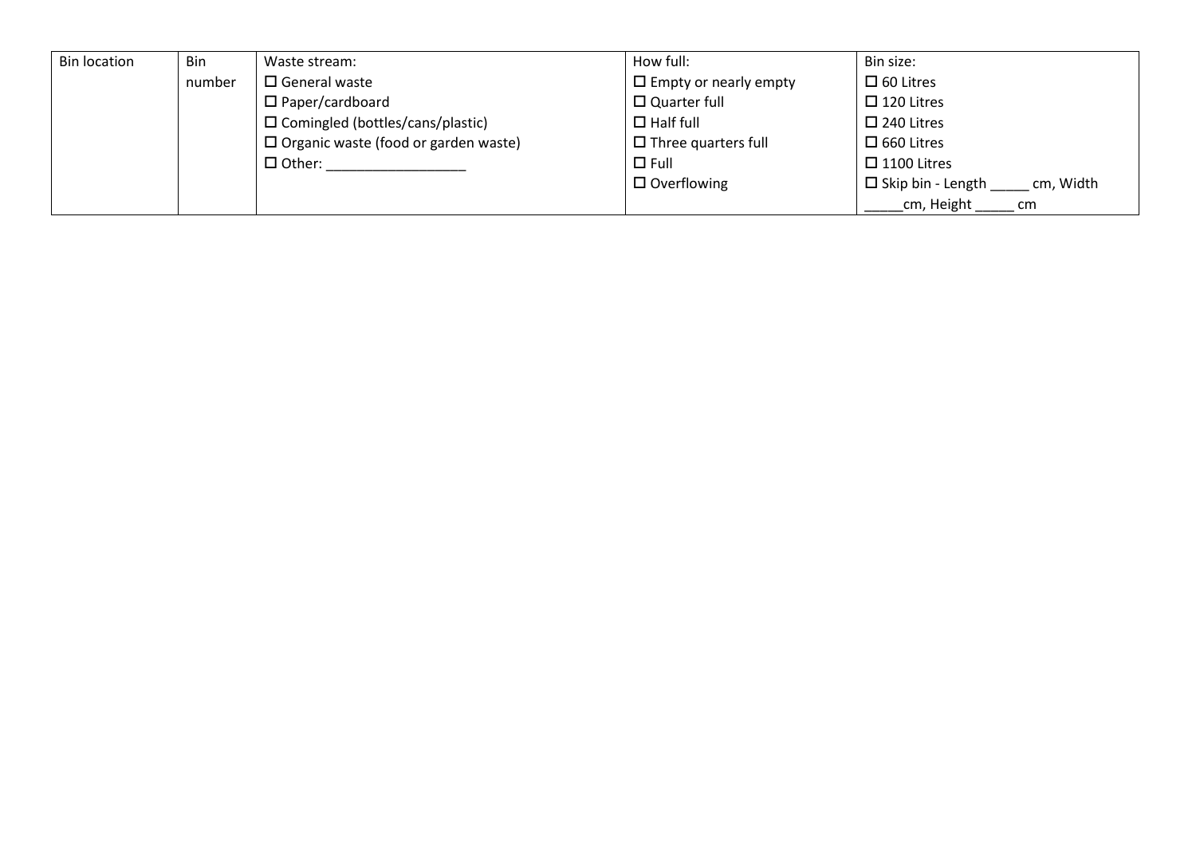| Bin location | Bin number | Waste stream:<br>☐ General waste<br>☐ Paper/cardboard<br>☐ Comingled (bottles/cans/plastic)<br>☐ Organic waste (food or garden waste)<br>☐ Other: __________________ | How full:<br>☐ Empty or nearly empty<br>☐ Quarter full<br>☐ Half full<br>☐ Three quarters full<br>☐ Full<br>☐ Overflowing | Bin size:<br>☐ 60 Litres<br>☐ 120 Litres<br>☐ 240 Litres<br>☐ 660 Litres<br>☐ 1100 Litres<br>☐ Skip bin - Length _____ cm, Width _____cm, Height _____ cm |
|---|---|---|---|---|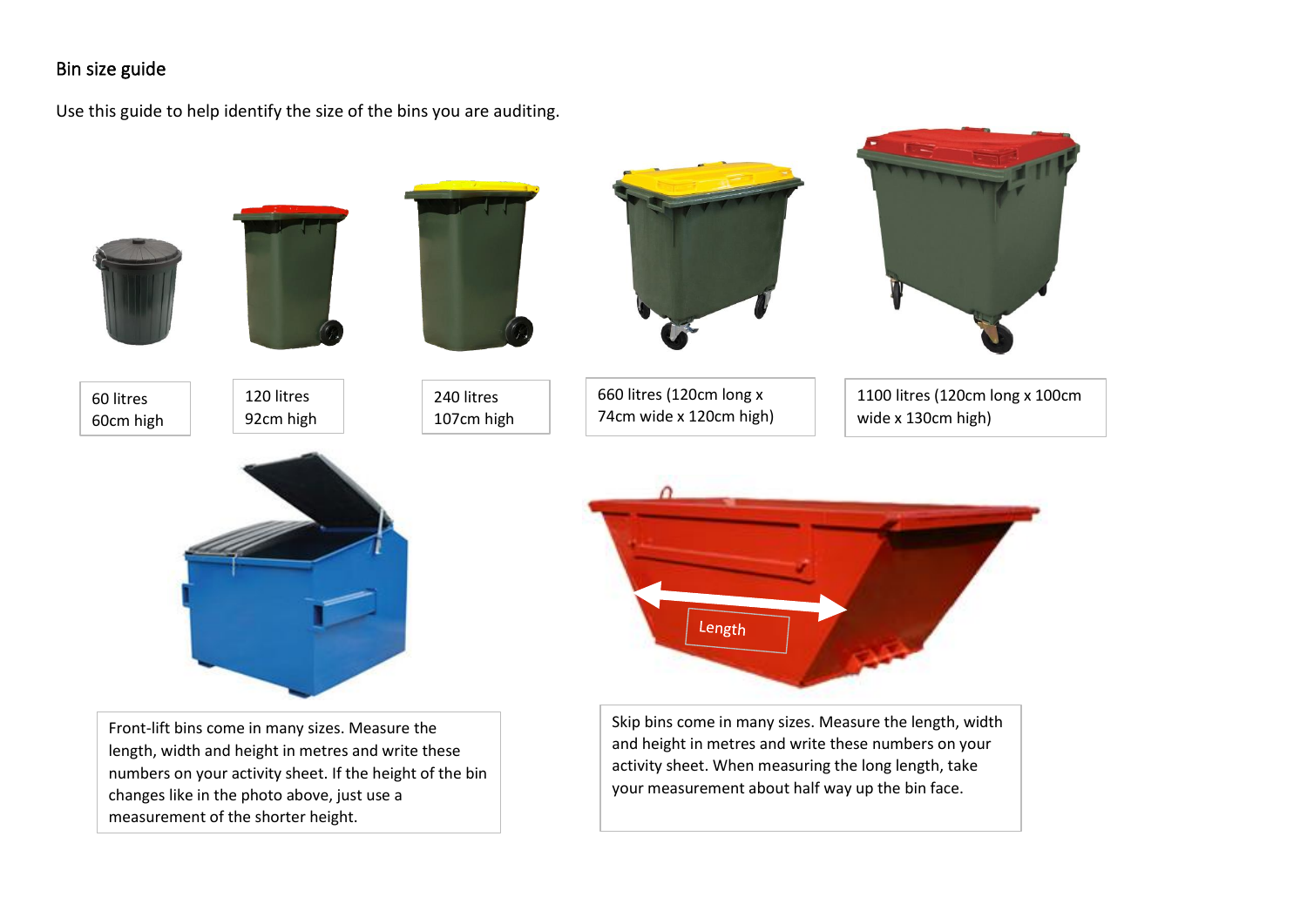## Bin size guide

Use this guide to help identify the size of the bins you are auditing.

60 litres
60cm high

120 litres
92cm high

240 litres
107cm high

660 litres (120cm long x 74cm wide x 120cm high)

1100 litres (120cm long x 100cm wide x 130cm high)

Front-lift bins come in many sizes. Measure the length, width and height in metres and write these numbers on your activity sheet. If the height of the bin changes like in the photo above, just use a measurement of the shorter height.

Length

Skip bins come in many sizes. Measure the length, width and height in metres and write these numbers on your activity sheet. When measuring the long length, take your measurement about half way up the bin face.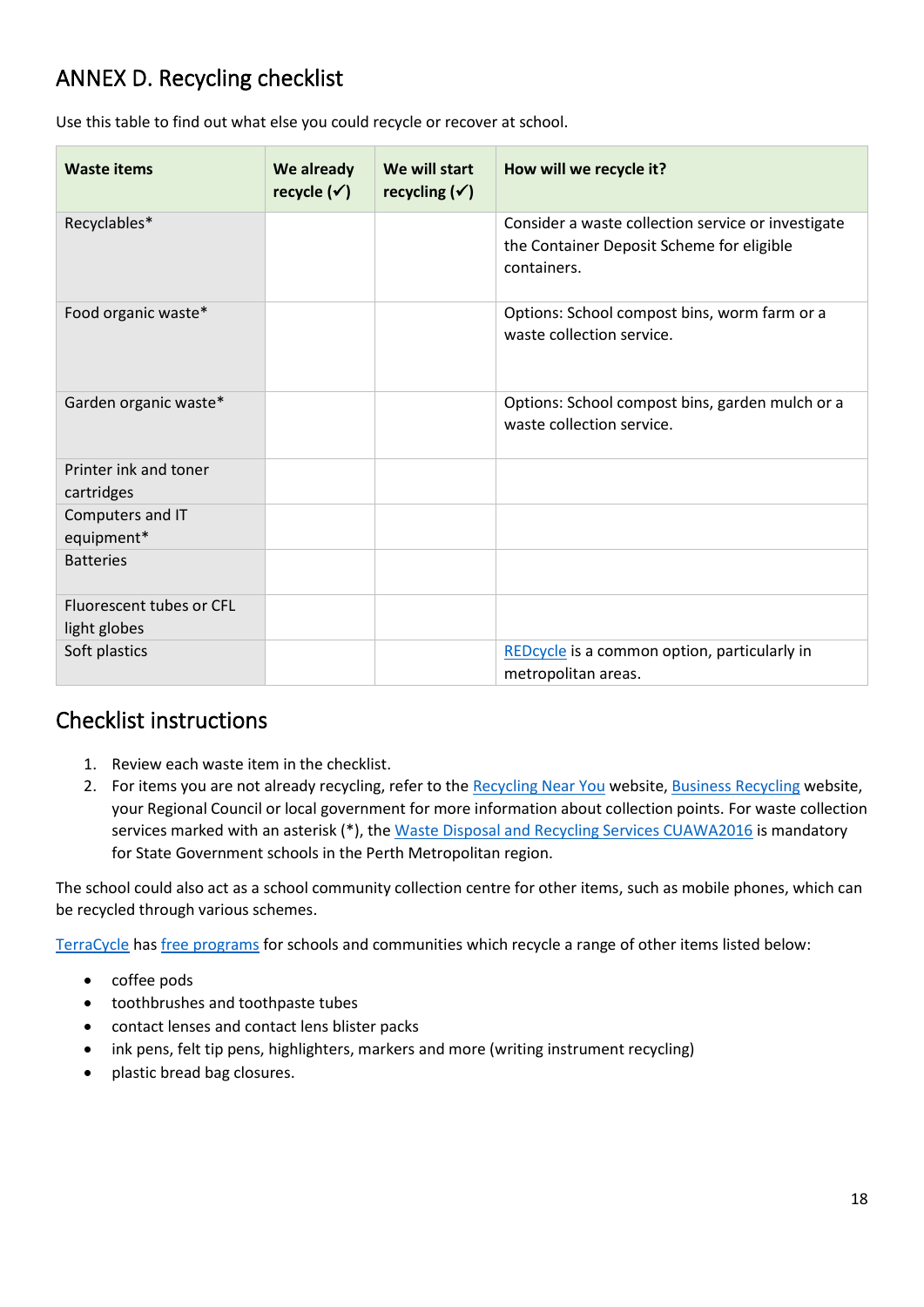## ANNEX D. Recycling checklist

Use this table to find out what else you could recycle or recover at school.

| Waste items | We already recycle (✓) | We will start recycling (✓) | How will we recycle it? |
|---|---|---|---|
| Recyclables* | | | Consider a waste collection service or investigate the Container Deposit Scheme for eligible containers. |
| Food organic waste* | | | Options: School compost bins, worm farm or a waste collection service. |
| Garden organic waste* | | | Options: School compost bins, garden mulch or a waste collection service. |
| Printer ink and toner cartridges | | | |
| Computers and IT equipment* | | | |
| Batteries | | | |
| Fluorescent tubes or CFL light globes | | | |
| Soft plastics | | | REDcycle is a common option, particularly in metropolitan areas. |

## Checklist instructions

1. Review each waste item in the checklist.
2. For items you are not already recycling, refer to the Recycling Near You website, Business Recycling website, your Regional Council or local government for more information about collection points. For waste collection services marked with an asterisk (*), the Waste Disposal and Recycling Services CUAWA2016 is mandatory for State Government schools in the Perth Metropolitan region.

The school could also act as a school community collection centre for other items, such as mobile phones, which can be recycled through various schemes.

TerraCycle has free programs for schools and communities which recycle a range of other items listed below:

- coffee pods
- toothbrushes and toothpaste tubes
- contact lenses and contact lens blister packs
- ink pens, felt tip pens, highlighters, markers and more (writing instrument recycling)
- plastic bread bag closures.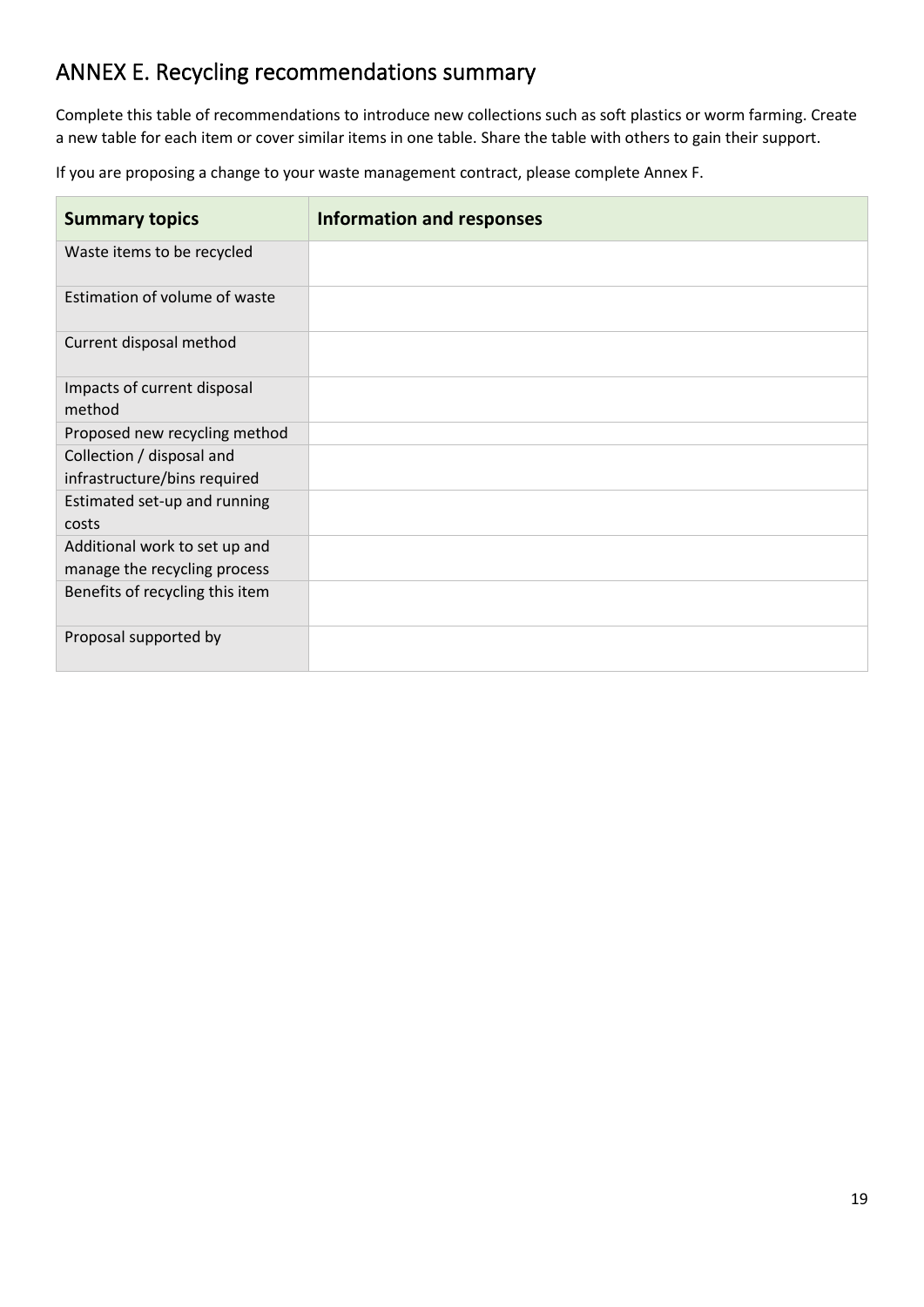# ANNEX E. Recycling recommendations summary

Complete this table of recommendations to introduce new collections such as soft plastics or worm farming. Create a new table for each item or cover similar items in one table. Share the table with others to gain their support.

If you are proposing a change to your waste management contract, please complete Annex F.

| Summary topics | Information and responses |
|---|---|
| Waste items to be recycled | |
| Estimation of volume of waste | |
| Current disposal method | |
| Impacts of current disposal method | |
| Proposed new recycling method | |
| Collection / disposal and infrastructure/bins required | |
| Estimated set-up and running costs | |
| Additional work to set up and manage the recycling process | |
| Benefits of recycling this item | |
| Proposal supported by | |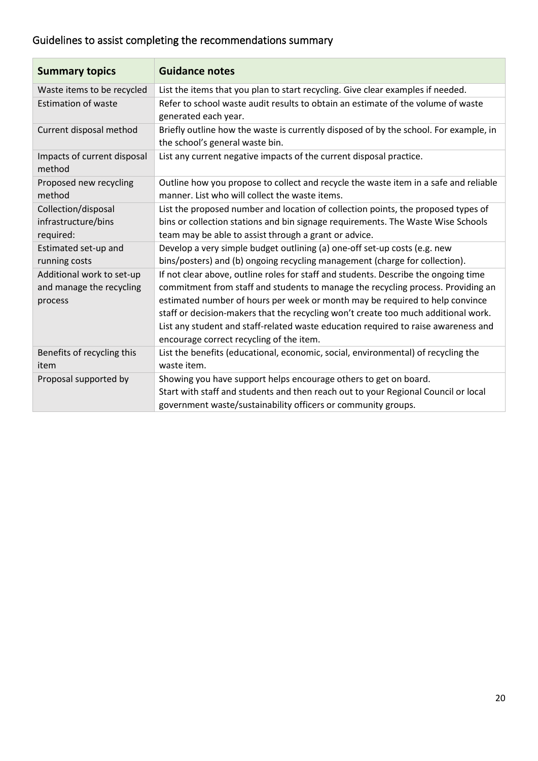## Guidelines to assist completing the recommendations summary

| Summary topics | Guidance notes |
|---|---|
| Waste items to be recycled | List the items that you plan to start recycling. Give clear examples if needed. |
| Estimation of waste | Refer to school waste audit results to obtain an estimate of the volume of waste generated each year. |
| Current disposal method | Briefly outline how the waste is currently disposed of by the school. For example, in the school's general waste bin. |
| Impacts of current disposal method | List any current negative impacts of the current disposal practice. |
| Proposed new recycling method | Outline how you propose to collect and recycle the waste item in a safe and reliable manner. List who will collect the waste items. |
| Collection/disposal infrastructure/bins required: | List the proposed number and location of collection points, the proposed types of bins or collection stations and bin signage requirements. The Waste Wise Schools team may be able to assist through a grant or advice. |
| Estimated set-up and running costs | Develop a very simple budget outlining (a) one-off set-up costs (e.g. new bins/posters) and (b) ongoing recycling management (charge for collection). |
| Additional work to set-up and manage the recycling process | If not clear above, outline roles for staff and students. Describe the ongoing time commitment from staff and students to manage the recycling process. Providing an estimated number of hours per week or month may be required to help convince staff or decision-makers that the recycling won't create too much additional work. List any student and staff-related waste education required to raise awareness and encourage correct recycling of the item. |
| Benefits of recycling this item | List the benefits (educational, economic, social, environmental) of recycling the waste item. |
| Proposal supported by | Showing you have support helps encourage others to get on board. Start with staff and students and then reach out to your Regional Council or local government waste/sustainability officers or community groups. |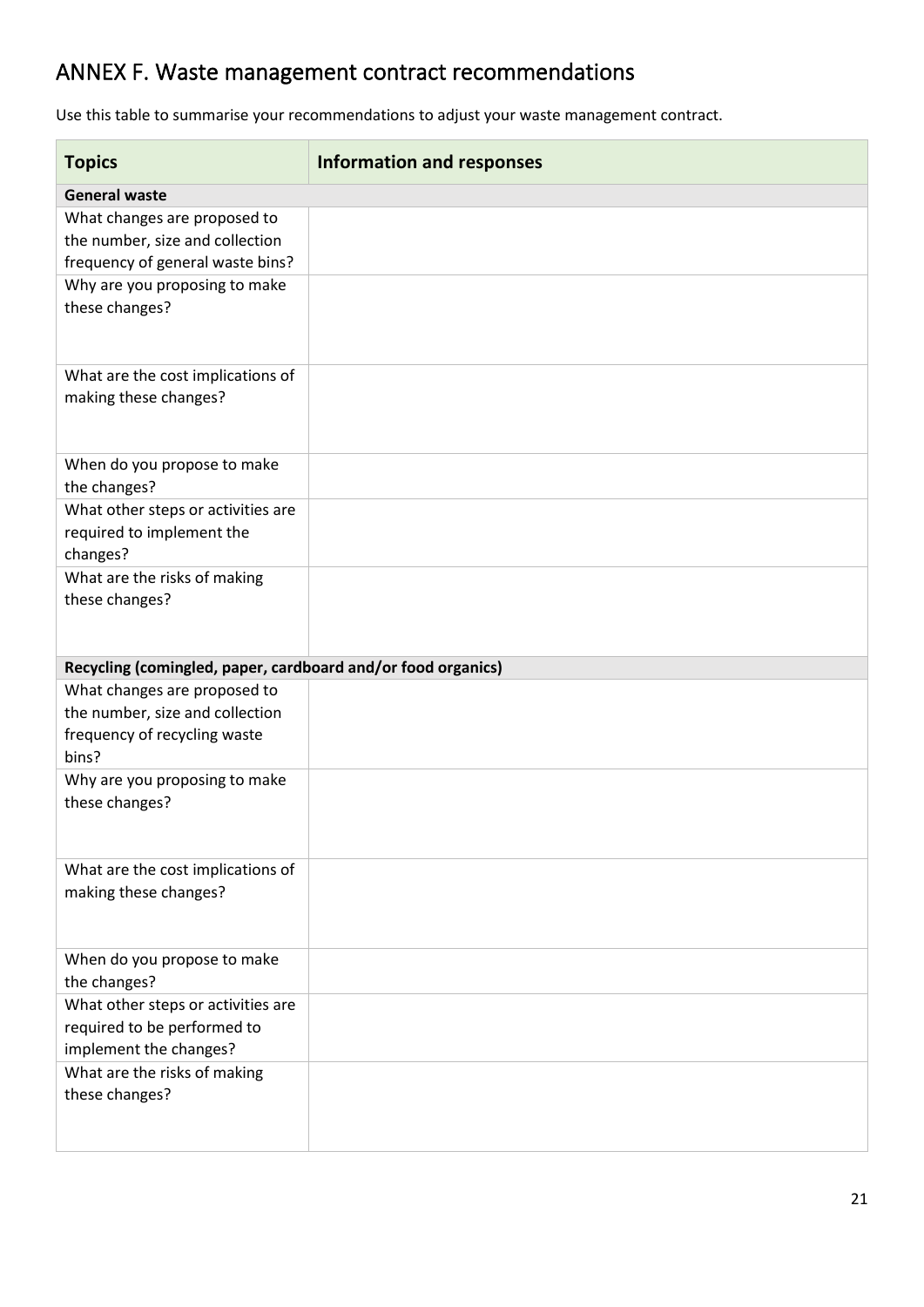# ANNEX F. Waste management contract recommendations

Use this table to summarise your recommendations to adjust your waste management contract.

| Topics | Information and responses |
|---|---|
| **General waste** | |
| What changes are proposed to the number, size and collection frequency of general waste bins? | |
| Why are you proposing to make these changes? | |
| What are the cost implications of making these changes? | |
| When do you propose to make the changes? | |
| What other steps or activities are required to implement the changes? | |
| What are the risks of making these changes? | |
| **Recycling (comingled, paper, cardboard and/or food organics)** | |
| What changes are proposed to the number, size and collection frequency of recycling waste bins? | |
| Why are you proposing to make these changes? | |
| What are the cost implications of making these changes? | |
| When do you propose to make the changes? | |
| What other steps or activities are required to be performed to implement the changes? | |
| What are the risks of making these changes? | |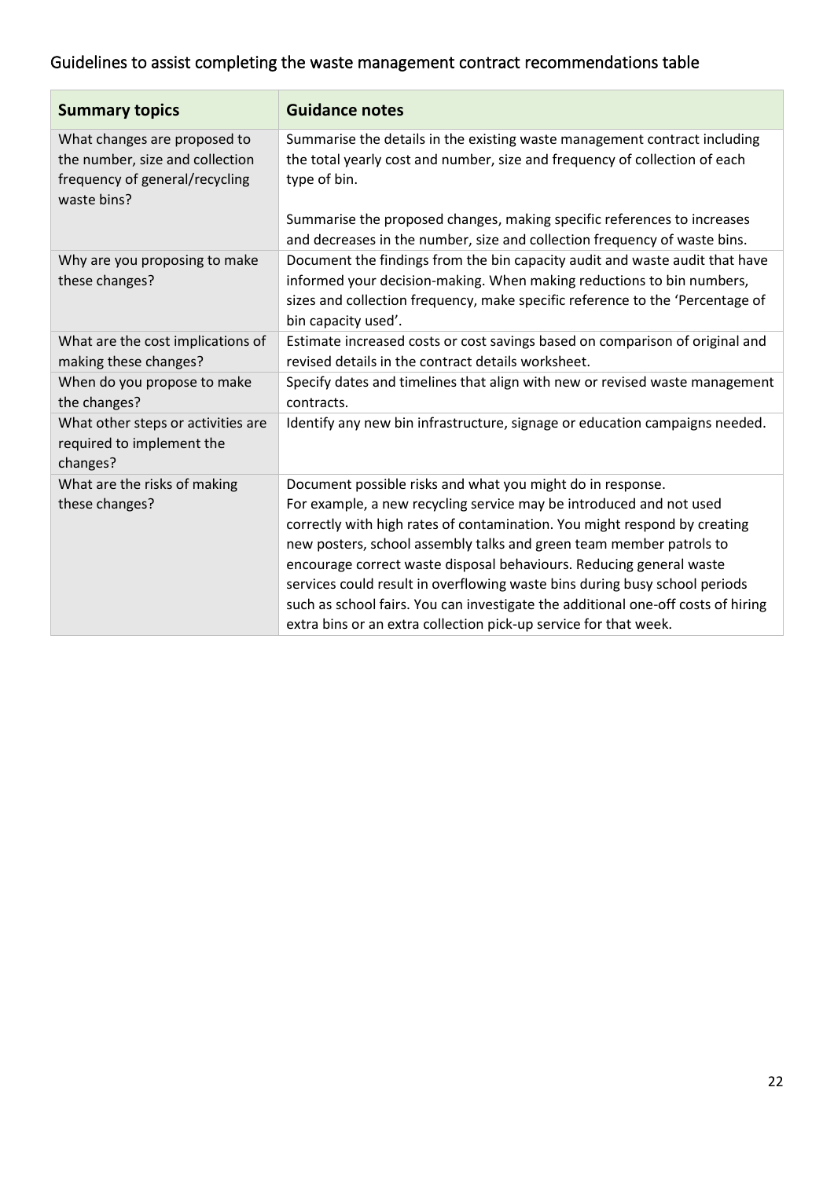## Guidelines to assist completing the waste management contract recommendations table

| Summary topics | Guidance notes |
| --- | --- |
| What changes are proposed to the number, size and collection frequency of general/recycling waste bins? | Summarise the details in the existing waste management contract including the total yearly cost and number, size and frequency of collection of each type of bin.<br><br>Summarise the proposed changes, making specific references to increases and decreases in the number, size and collection frequency of waste bins. |
| Why are you proposing to make these changes? | Document the findings from the bin capacity audit and waste audit that have informed your decision-making. When making reductions to bin numbers, sizes and collection frequency, make specific reference to the 'Percentage of bin capacity used'. |
| What are the cost implications of making these changes? | Estimate increased costs or cost savings based on comparison of original and revised details in the contract details worksheet. |
| When do you propose to make the changes? | Specify dates and timelines that align with new or revised waste management contracts. |
| What other steps or activities are required to implement the changes? | Identify any new bin infrastructure, signage or education campaigns needed. |
| What are the risks of making these changes? | Document possible risks and what you might do in response.<br>For example, a new recycling service may be introduced and not used correctly with high rates of contamination. You might respond by creating new posters, school assembly talks and green team member patrols to encourage correct waste disposal behaviours. Reducing general waste services could result in overflowing waste bins during busy school periods such as school fairs. You can investigate the additional one-off costs of hiring extra bins or an extra collection pick-up service for that week. |